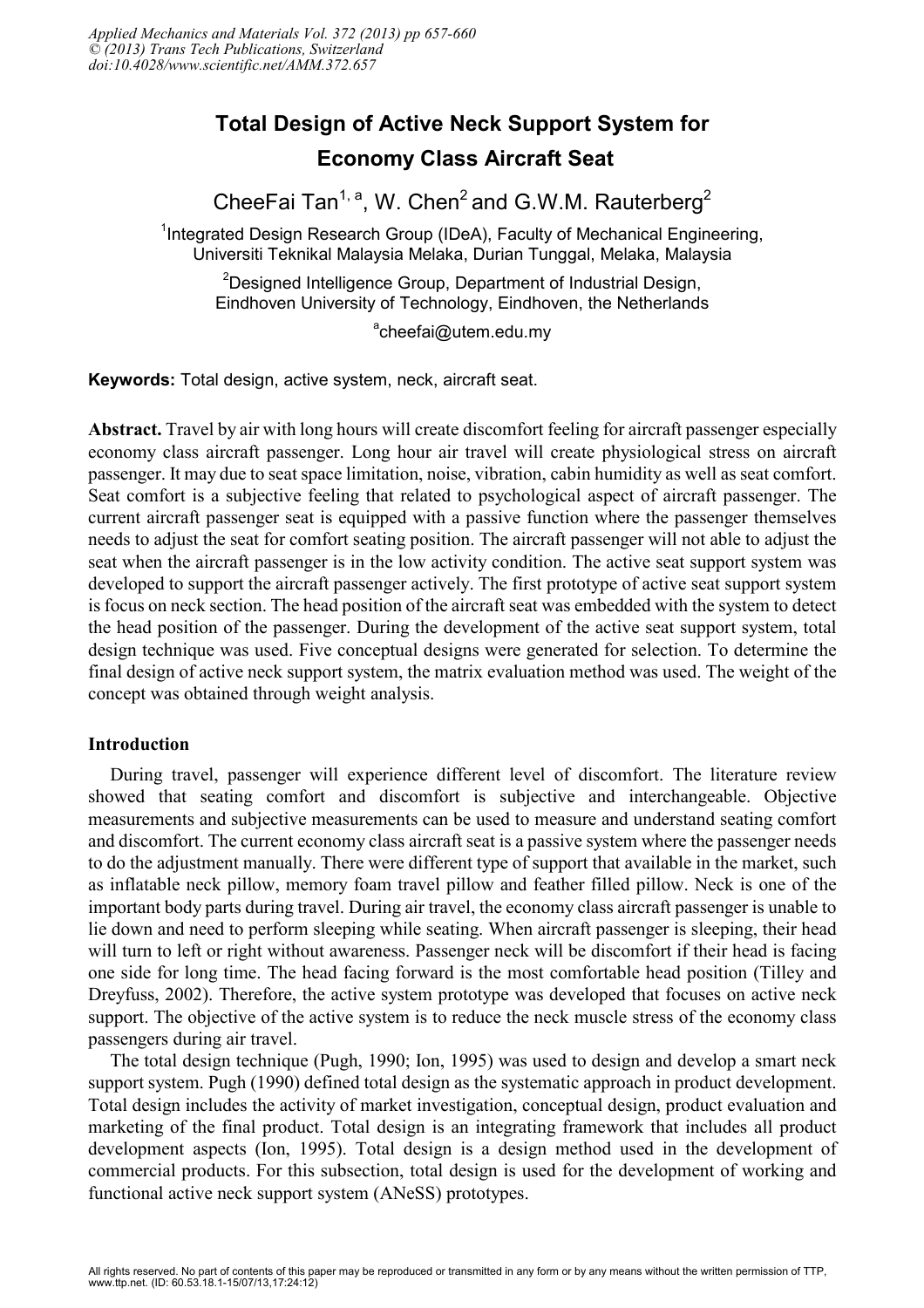# Total Design of Active Neck Support System for Economy Class Aircraft Seat

CheeFai Tan[1, a], W. Chen[2] and G.W.M. Rauterberg[2]

[1]Integrated Design Research Group (IDeA), Faculty of Mechanical Engineering, Universiti Teknikal Malaysia Melaka, Durian Tunggal, Melaka, Malaysia

[2]Designed Intelligence Group, Department of Industrial Design, Eindhoven University of Technology, Eindhoven, the Netherlands

[a]cheefai@utem.edu.my

**Keywords:** Total design, active system, neck, aircraft seat.

**Abstract.** Travel by air with long hours will create discomfort feeling for aircraft passenger especially economy class aircraft passenger. Long hour air travel will create physiological stress on aircraft passenger. It may due to seat space limitation, noise, vibration, cabin humidity as well as seat comfort. Seat comfort is a subjective feeling that related to psychological aspect of aircraft passenger. The current aircraft passenger seat is equipped with a passive function where the passenger themselves needs to adjust the seat for comfort seating position. The aircraft passenger will not able to adjust the seat when the aircraft passenger is in the low activity condition. The active seat support system was developed to support the aircraft passenger actively. The first prototype of active seat support system is focus on neck section. The head position of the aircraft seat was embedded with the system to detect the head position of the passenger. During the development of the active seat support system, total design technique was used. Five conceptual designs were generated for selection. To determine the final design of active neck support system, the matrix evaluation method was used. The weight of the concept was obtained through weight analysis.

## Introduction

During travel, passenger will experience different level of discomfort. The literature review showed that seating comfort and discomfort is subjective and interchangeable. Objective measurements and subjective measurements can be used to measure and understand seating comfort and discomfort. The current economy class aircraft seat is a passive system where the passenger needs to do the adjustment manually. There were different type of support that available in the market, such as inflatable neck pillow, memory foam travel pillow and feather filled pillow. Neck is one of the important body parts during travel. During air travel, the economy class aircraft passenger is unable to lie down and need to perform sleeping while seating. When aircraft passenger is sleeping, their head will turn to left or right without awareness. Passenger neck will be discomfort if their head is facing one side for long time. The head facing forward is the most comfortable head position (Tilley and Dreyfuss, 2002). Therefore, the active system prototype was developed that focuses on active neck support. The objective of the active system is to reduce the neck muscle stress of the economy class passengers during air travel.

The total design technique (Pugh, 1990; Ion, 1995) was used to design and develop a smart neck support system. Pugh (1990) defined total design as the systematic approach in product development. Total design includes the activity of market investigation, conceptual design, product evaluation and marketing of the final product. Total design is an integrating framework that includes all product development aspects (Ion, 1995). Total design is a design method used in the development of commercial products. For this subsection, total design is used for the development of working and functional active neck support system (ANeSS) prototypes.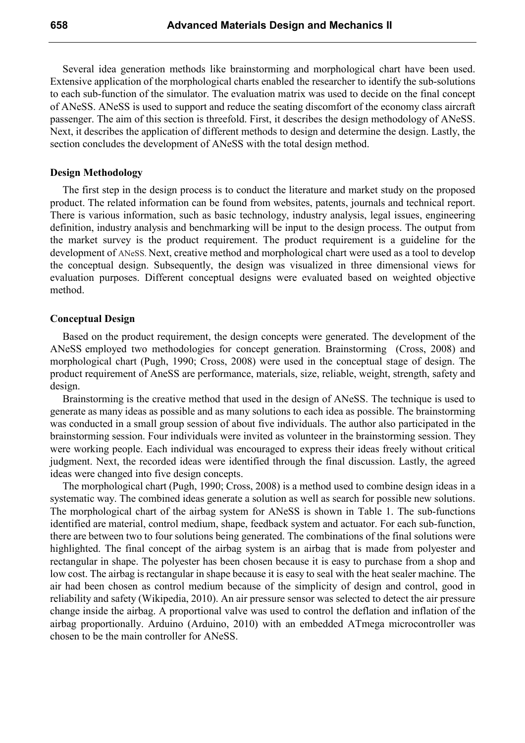Several idea generation methods like brainstorming and morphological chart have been used. Extensive application of the morphological charts enabled the researcher to identify the sub-solutions to each sub-function of the simulator. The evaluation matrix was used to decide on the final concept of ANeSS. ANeSS is used to support and reduce the seating discomfort of the economy class aircraft passenger. The aim of this section is threefold. First, it describes the design methodology of ANeSS. Next, it describes the application of different methods to design and determine the design. Lastly, the section concludes the development of ANeSS with the total design method.

**Design Methodology**

The first step in the design process is to conduct the literature and market study on the proposed product. The related information can be found from websites, patents, journals and technical report. There is various information, such as basic technology, industry analysis, legal issues, engineering definition, industry analysis and benchmarking will be input to the design process. The output from the market survey is the product requirement. The product requirement is a guideline for the development of ANeSS. Next, creative method and morphological chart were used as a tool to develop the conceptual design. Subsequently, the design was visualized in three dimensional views for evaluation purposes. Different conceptual designs were evaluated based on weighted objective method.

**Conceptual Design**

Based on the product requirement, the design concepts were generated. The development of the ANeSS employed two methodologies for concept generation. Brainstorming (Cross, 2008) and morphological chart (Pugh, 1990; Cross, 2008) were used in the conceptual stage of design. The product requirement of AneSS are performance, materials, size, reliable, weight, strength, safety and design.

Brainstorming is the creative method that used in the design of ANeSS. The technique is used to generate as many ideas as possible and as many solutions to each idea as possible. The brainstorming was conducted in a small group session of about five individuals. The author also participated in the brainstorming session. Four individuals were invited as volunteer in the brainstorming session. They were working people. Each individual was encouraged to express their ideas freely without critical judgment. Next, the recorded ideas were identified through the final discussion. Lastly, the agreed ideas were changed into five design concepts.

The morphological chart (Pugh, 1990; Cross, 2008) is a method used to combine design ideas in a systematic way. The combined ideas generate a solution as well as search for possible new solutions. The morphological chart of the airbag system for ANeSS is shown in Table 1. The sub-functions identified are material, control medium, shape, feedback system and actuator. For each sub-function, there are between two to four solutions being generated. The combinations of the final solutions were highlighted. The final concept of the airbag system is an airbag that is made from polyester and rectangular in shape. The polyester has been chosen because it is easy to purchase from a shop and low cost. The airbag is rectangular in shape because it is easy to seal with the heat sealer machine. The air had been chosen as control medium because of the simplicity of design and control, good in reliability and safety (Wikipedia, 2010). An air pressure sensor was selected to detect the air pressure change inside the airbag. A proportional valve was used to control the deflation and inflation of the airbag proportionally. Arduino (Arduino, 2010) with an embedded ATmega microcontroller was chosen to be the main controller for ANeSS.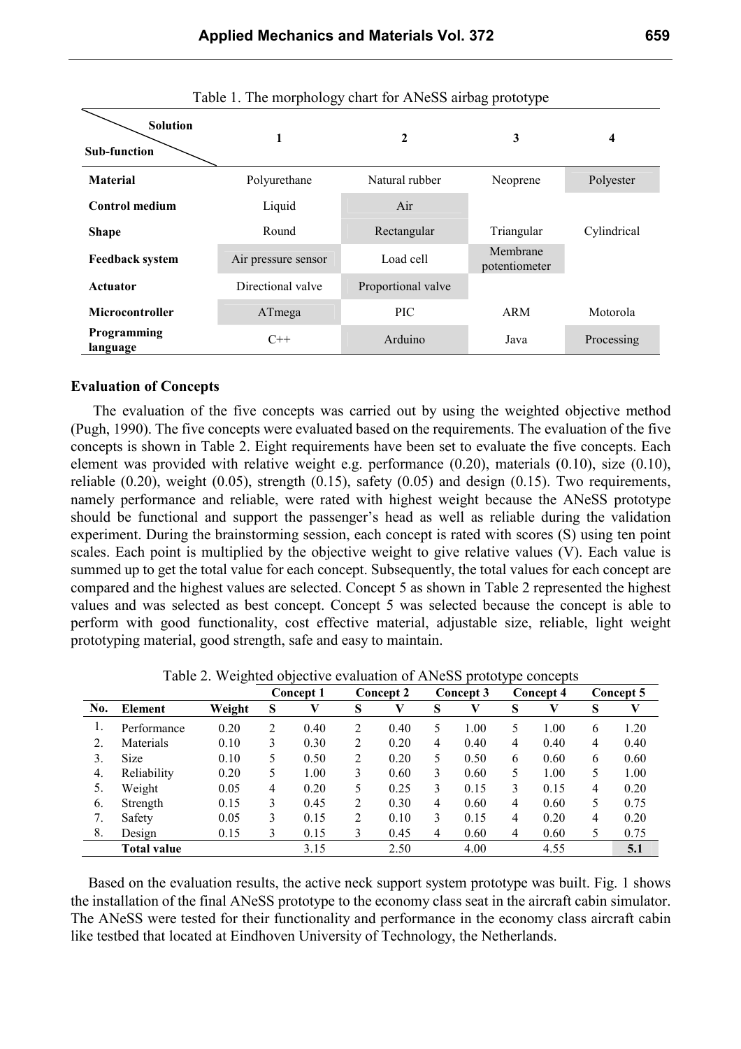Table 1. The morphology chart for ANeSS airbag prototype

| Sub-function \ Solution | 1 | 2 | 3 | 4 |
|---|---|---|---|---|
| **Material** | Polyurethane | Natural rubber | Neoprene | Polyester |
| **Control medium** | Liquid | Air | | |
| **Shape** | Round | Rectangular | Triangular | Cylindrical |
| **Feedback system** | Air pressure sensor | Load cell | Membrane potentiometer | |
| **Actuator** | Directional valve | Proportional valve | | |
| **Microcontroller** | ATmega | PIC | ARM | Motorola |
| **Programming language** | C++ | Arduino | Java | Processing |

**Evaluation of Concepts**

The evaluation of the five concepts was carried out by using the weighted objective method (Pugh, 1990). The five concepts were evaluated based on the requirements. The evaluation of the five concepts is shown in Table 2. Eight requirements have been set to evaluate the five concepts. Each element was provided with relative weight e.g. performance (0.20), materials (0.10), size (0.10), reliable (0.20), weight (0.05), strength (0.15), safety (0.05) and design (0.15). Two requirements, namely performance and reliable, were rated with highest weight because the ANeSS prototype should be functional and support the passenger's head as well as reliable during the validation experiment. During the brainstorming session, each concept is rated with scores (S) using ten point scales. Each point is multiplied by the objective weight to give relative values (V). Each value is summed up to get the total value for each concept. Subsequently, the total values for each concept are compared and the highest values are selected. Concept 5 as shown in Table 2 represented the highest values and was selected as best concept. Concept 5 was selected because the concept is able to perform with good functionality, cost effective material, adjustable size, reliable, light weight prototyping material, good strength, safe and easy to maintain.

Table 2. Weighted objective evaluation of ANeSS prototype concepts

| | | | Concept 1 | | Concept 2 | | Concept 3 | | Concept 4 | | Concept 5 | |
|---|---|---|---|---|---|---|---|---|---|---|---|---|
| **No.** | **Element** | **Weight** | **S** | **V** | **S** | **V** | **S** | **V** | **S** | **V** | **S** | **V** |
| 1. | Performance | 0.20 | 2 | 0.40 | 2 | 0.40 | 5 | 1.00 | 5 | 1.00 | 6 | 1.20 |
| 2. | Materials | 0.10 | 3 | 0.30 | 2 | 0.20 | 4 | 0.40 | 4 | 0.40 | 4 | 0.40 |
| 3. | Size | 0.10 | 5 | 0.50 | 2 | 0.20 | 5 | 0.50 | 6 | 0.60 | 6 | 0.60 |
| 4. | Reliability | 0.20 | 5 | 1.00 | 3 | 0.60 | 3 | 0.60 | 5 | 1.00 | 5 | 1.00 |
| 5. | Weight | 0.05 | 4 | 0.20 | 5 | 0.25 | 3 | 0.15 | 3 | 0.15 | 4 | 0.20 |
| 6. | Strength | 0.15 | 3 | 0.45 | 2 | 0.30 | 4 | 0.60 | 4 | 0.60 | 5 | 0.75 |
| 7. | Safety | 0.05 | 3 | 0.15 | 2 | 0.10 | 3 | 0.15 | 4 | 0.20 | 4 | 0.20 |
| 8. | Design | 0.15 | 3 | 0.15 | 3 | 0.45 | 4 | 0.60 | 4 | 0.60 | 5 | 0.75 |
| | **Total value** | | | 3.15 | | 2.50 | | 4.00 | | 4.55 | | **5.1** |

Based on the evaluation results, the active neck support system prototype was built. Fig. 1 shows the installation of the final ANeSS prototype to the economy class seat in the aircraft cabin simulator. The ANeSS were tested for their functionality and performance in the economy class aircraft cabin like testbed that located at Eindhoven University of Technology, the Netherlands.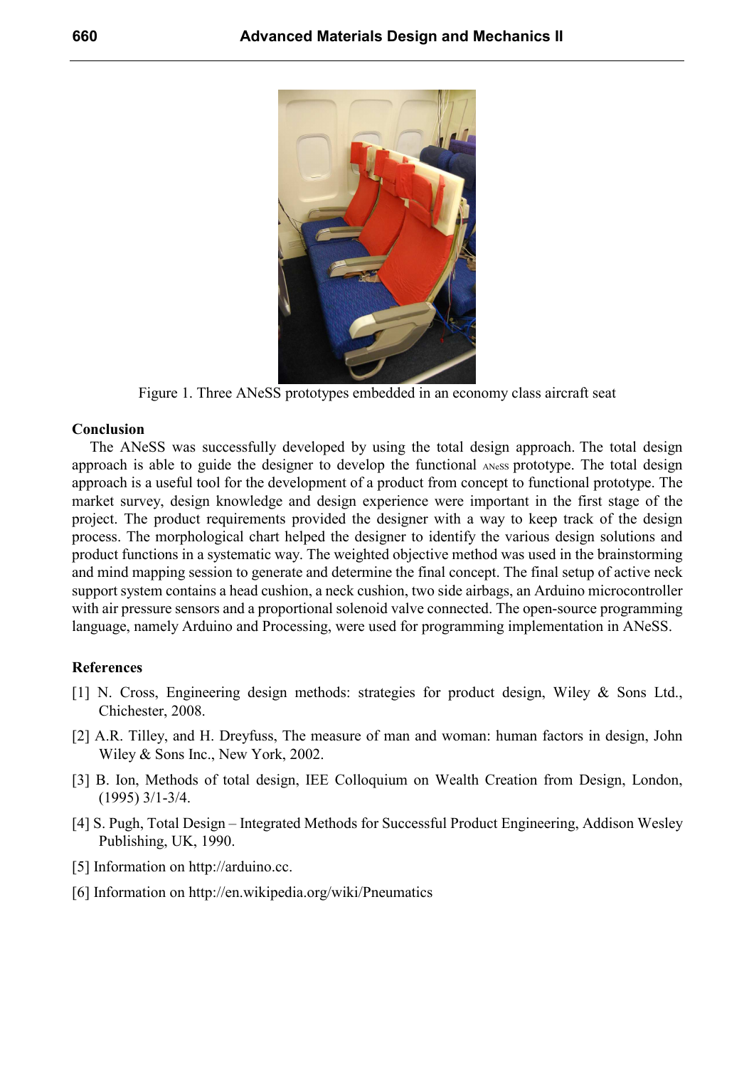Figure 1. Three ANeSS prototypes embedded in an economy class aircraft seat

## Conclusion

The ANeSS was successfully developed by using the total design approach. The total design approach is able to guide the designer to develop the functional ANeSS prototype. The total design approach is a useful tool for the development of a product from concept to functional prototype. The market survey, design knowledge and design experience were important in the first stage of the project. The product requirements provided the designer with a way to keep track of the design process. The morphological chart helped the designer to identify the various design solutions and product functions in a systematic way. The weighted objective method was used in the brainstorming and mind mapping session to generate and determine the final concept. The final setup of active neck support system contains a head cushion, a neck cushion, two side airbags, an Arduino microcontroller with air pressure sensors and a proportional solenoid valve connected. The open-source programming language, namely Arduino and Processing, were used for programming implementation in ANeSS.

## References

[1] N. Cross, Engineering design methods: strategies for product design, Wiley & Sons Ltd., Chichester, 2008.

[2] A.R. Tilley, and H. Dreyfuss, The measure of man and woman: human factors in design, John Wiley & Sons Inc., New York, 2002.

[3] B. Ion, Methods of total design, IEE Colloquium on Wealth Creation from Design, London, (1995) 3/1-3/4.

[4] S. Pugh, Total Design – Integrated Methods for Successful Product Engineering, Addison Wesley Publishing, UK, 1990.

[5] Information on http://arduino.cc.

[6] Information on http://en.wikipedia.org/wiki/Pneumatics